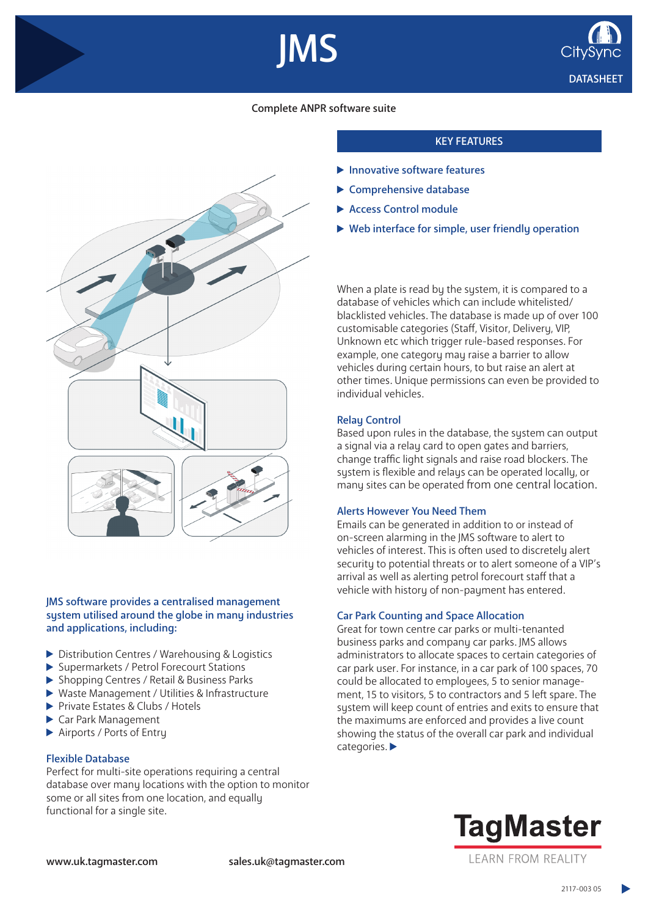# JMS

CitySync

DATASHEET

Complete ANPR software suite

## KEY FEATURES

- Innovative software features
- Comprehensive database
- Access Control module
- Web interface for simple, user friendly operation

When a plate is read by the system, it is compared to a database of vehicles which can include whitelisted/ blacklisted vehicles. The database is made up of over 100 customisable categories (Staff, Visitor, Delivery, VIP, Unknown etc which trigger rule-based responses. For example, one category may raise a barrier to allow vehicles during certain hours, to but raise an alert at other times. Unique permissions can even be provided to individual vehicles.

### Relay Control

Based upon rules in the database, the system can output a signal via a relay card to open gates and barriers, change traffic light signals and raise road blockers. The system is flexible and relays can be operated locally, or many sites can be operated from one central location.

### Alerts However You Need Them

Emails can be generated in addition to or instead of on-screen alarming in the JMS software to alert to vehicles of interest. This is often used to discretely alert security to potential threats or to alert someone of a VIP's arrival as well as alerting petrol forecourt staff that a vehicle with history of non-payment has entered.

### Car Park Counting and Space Allocation

Great for town centre car parks or multi-tenanted business parks and company car parks. JMS allows administrators to allocate spaces to certain categories of car park user. For instance, in a car park of 100 spaces, 70 could be allocated to employees, 5 to senior management, 15 to visitors, 5 to contractors and 5 left spare. The system will keep count of entries and exits to ensure that the maximums are enforced and provides a live count showing the status of the overall car park and individual categories. ▶

### JMS software provides a centralised management system utilised around the globe in many industries and applications, including:

- Distribution Centres / Warehousing & Logistics
- Supermarkets / Petrol Forecourt Stations
- Shopping Centres / Retail & Business Parks
- Waste Management / Utilities & Infrastructure
- Private Estates & Clubs / Hotels
- Car Park Management
- Airports / Ports of Entry

### Flexible Database

Perfect for multi-site operations requiring a central database over many locations with the option to monitor some or all sites from one location, and equally functional for a single site.

www.uk.tagmaster.com sales.uk@tagmaster.com

TagMaster
LEARN FROM REALITY

2117-003 05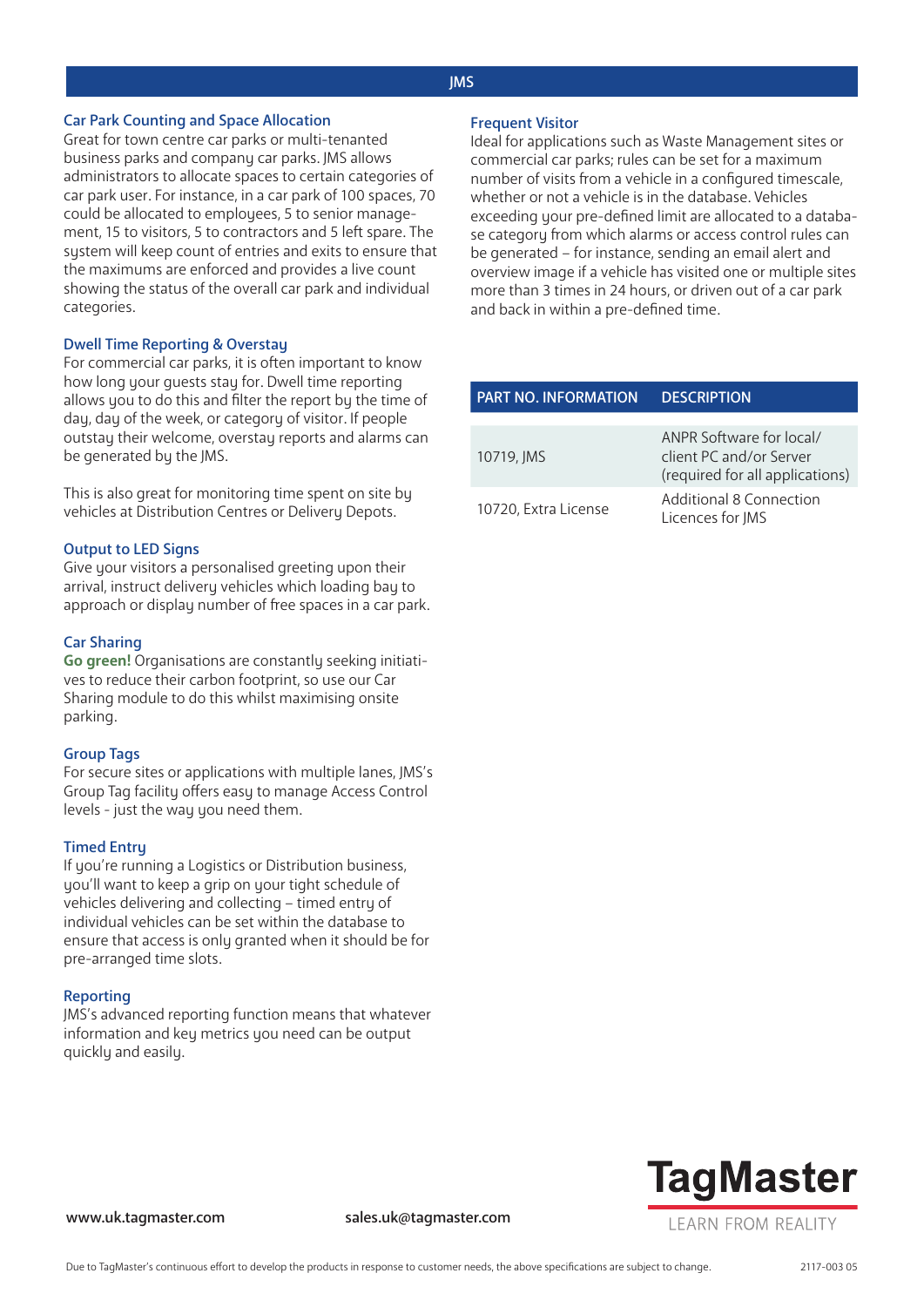## Car Park Counting and Space Allocation

Great for town centre car parks or multi-tenanted business parks and company car parks. JMS allows administrators to allocate spaces to certain categories of car park user. For instance, in a car park of 100 spaces, 70 could be allocated to employees, 5 to senior management, 15 to visitors, 5 to contractors and 5 left spare. The system will keep count of entries and exits to ensure that the maximums are enforced and provides a live count showing the status of the overall car park and individual categories.

## Dwell Time Reporting & Overstay

For commercial car parks, it is often important to know how long your guests stay for. Dwell time reporting allows you to do this and filter the report by the time of day, day of the week, or category of visitor. If people outstay their welcome, overstay reports and alarms can be generated by the JMS.

This is also great for monitoring time spent on site by vehicles at Distribution Centres or Delivery Depots.

## Output to LED Signs

Give your visitors a personalised greeting upon their arrival, instruct delivery vehicles which loading bay to approach or display number of free spaces in a car park.

## Car Sharing

**Go green!** Organisations are constantly seeking initiatives to reduce their carbon footprint, so use our Car Sharing module to do this whilst maximising onsite parking.

## Group Tags

For secure sites or applications with multiple lanes, JMS's Group Tag facility offers easy to manage Access Control levels - just the way you need them.

## Timed Entry

If you're running a Logistics or Distribution business, you'll want to keep a grip on your tight schedule of vehicles delivering and collecting – timed entry of individual vehicles can be set within the database to ensure that access is only granted when it should be for pre-arranged time slots.

## Reporting

JMS's advanced reporting function means that whatever information and key metrics you need can be output quickly and easily.

## Frequent Visitor

Ideal for applications such as Waste Management sites or commercial car parks; rules can be set for a maximum number of visits from a vehicle in a configured timescale, whether or not a vehicle is in the database. Vehicles exceeding your pre-defined limit are allocated to a database category from which alarms or access control rules can be generated – for instance, sending an email alert and overview image if a vehicle has visited one or multiple sites more than 3 times in 24 hours, or driven out of a car park and back in within a pre-defined time.

| PART NO. INFORMATION | DESCRIPTION |
|---|---|
| 10719, JMS | ANPR Software for local/ client PC and/or Server (required for all applications) |
| 10720, Extra License | Additional 8 Connection Licences for JMS |

TagMaster

LEARN FROM REALITY

www.uk.tagmaster.com sales.uk@tagmaster.com

Due to TagMaster's continuous effort to develop the products in response to customer needs, the above specifications are subject to change.

2117-003 05